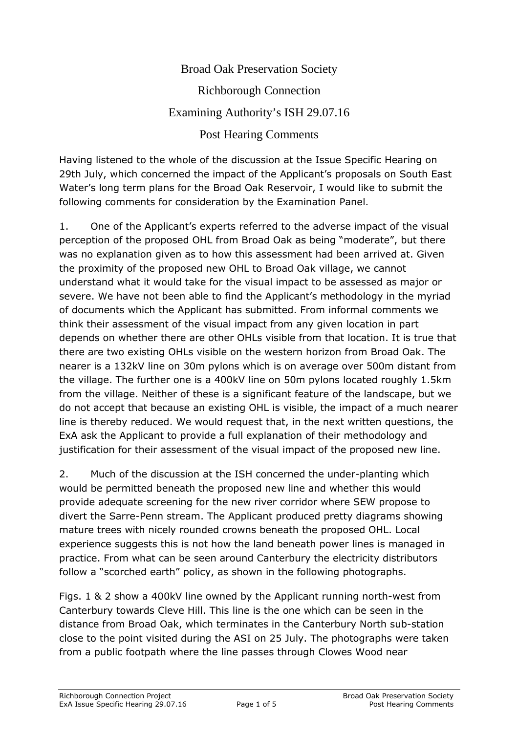# Broad Oak Preservation Society

## Richborough Connection

## Examining Authority's ISH 29.07.16

## Post Hearing Comments

Having listened to the whole of the discussion at the Issue Specific Hearing on 29th July, which concerned the impact of the Applicant's proposals on South East Water's long term plans for the Broad Oak Reservoir, I would like to submit the following comments for consideration by the Examination Panel.

1. One of the Applicant's experts referred to the adverse impact of the visual perception of the proposed OHL from Broad Oak as being "moderate", but there was no explanation given as to how this assessment had been arrived at. Given the proximity of the proposed new OHL to Broad Oak village, we cannot understand what it would take for the visual impact to be assessed as major or severe. We have not been able to find the Applicant's methodology in the myriad of documents which the Applicant has submitted. From informal comments we think their assessment of the visual impact from any given location in part depends on whether there are other OHLs visible from that location. It is true that there are two existing OHLs visible on the western horizon from Broad Oak. The nearer is a 132kV line on 30m pylons which is on average over 500m distant from the village. The further one is a 400kV line on 50m pylons located roughly 1.5km from the village. Neither of these is a significant feature of the landscape, but we do not accept that because an existing OHL is visible, the impact of a much nearer line is thereby reduced. We would request that, in the next written questions, the ExA ask the Applicant to provide a full explanation of their methodology and justification for their assessment of the visual impact of the proposed new line.

2. Much of the discussion at the ISH concerned the under-planting which would be permitted beneath the proposed new line and whether this would provide adequate screening for the new river corridor where SEW propose to divert the Sarre-Penn stream. The Applicant produced pretty diagrams showing mature trees with nicely rounded crowns beneath the proposed OHL. Local experience suggests this is not how the land beneath power lines is managed in practice. From what can be seen around Canterbury the electricity distributors follow a "scorched earth" policy, as shown in the following photographs.

Figs. 1 & 2 show a 400kV line owned by the Applicant running north-west from Canterbury towards Cleve Hill. This line is the one which can be seen in the distance from Broad Oak, which terminates in the Canterbury North sub-station close to the point visited during the ASI on 25 July. The photographs were taken from a public footpath where the line passes through Clowes Wood near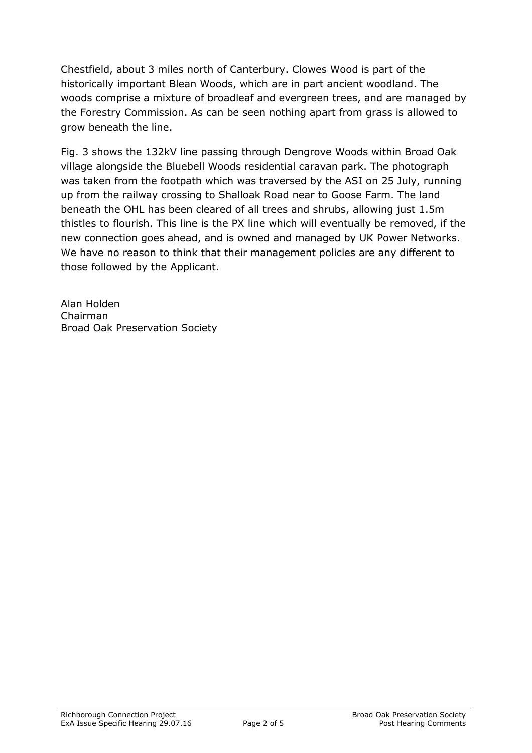Chestfield, about 3 miles north of Canterbury. Clowes Wood is part of the historically important Blean Woods, which are in part ancient woodland. The woods comprise a mixture of broadleaf and evergreen trees, and are managed by the Forestry Commission. As can be seen nothing apart from grass is allowed to grow beneath the line.

Fig. 3 shows the 132kV line passing through Dengrove Woods within Broad Oak village alongside the Bluebell Woods residential caravan park. The photograph was taken from the footpath which was traversed by the ASI on 25 July, running up from the railway crossing to Shalloak Road near to Goose Farm. The land beneath the OHL has been cleared of all trees and shrubs, allowing just 1.5m thistles to flourish. This line is the PX line which will eventually be removed, if the new connection goes ahead, and is owned and managed by UK Power Networks. We have no reason to think that their management policies are any different to those followed by the Applicant.

Alan Holden
Chairman
Broad Oak Preservation Society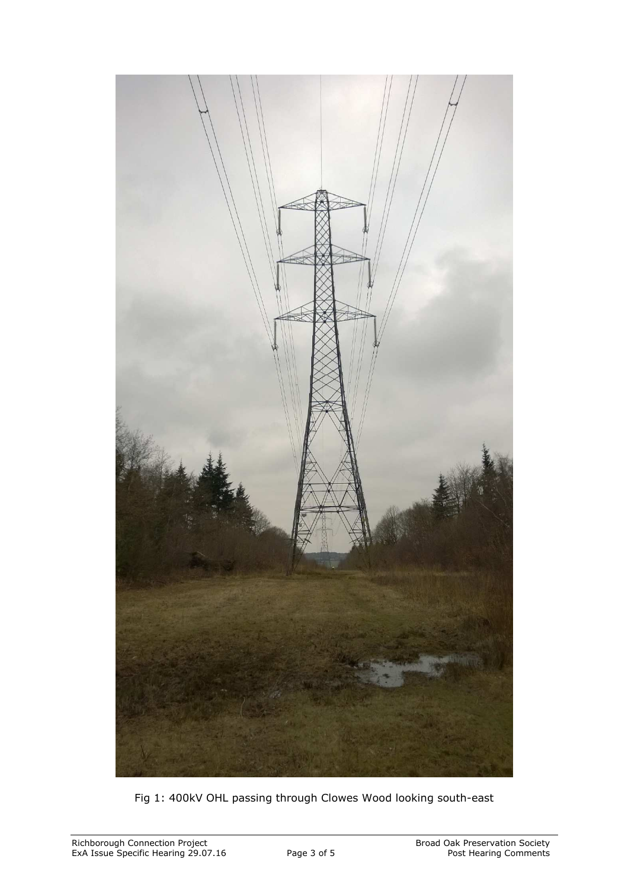Fig 1: 400kV OHL passing through Clowes Wood looking south-east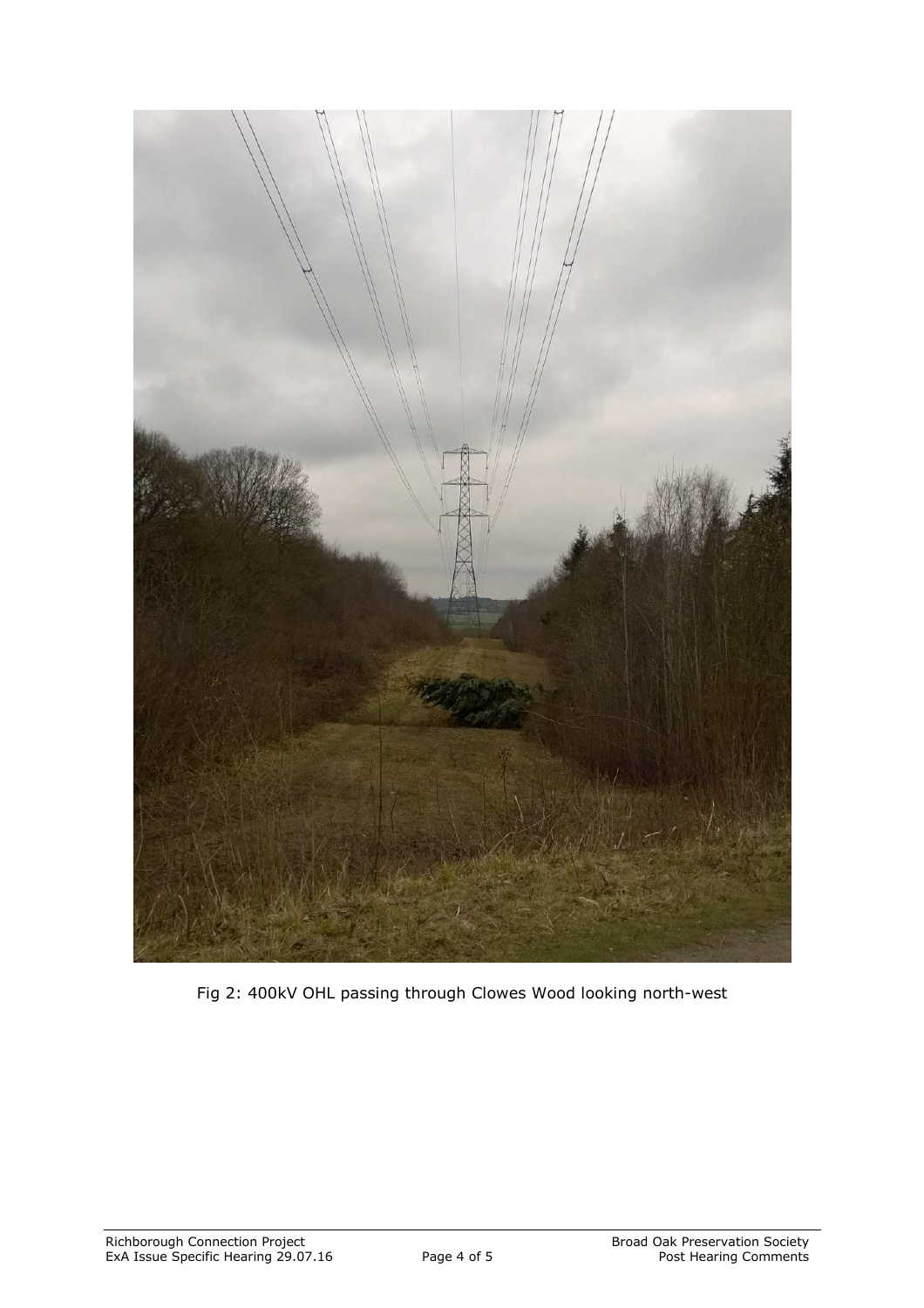Fig 2: 400kV OHL passing through Clowes Wood looking north-west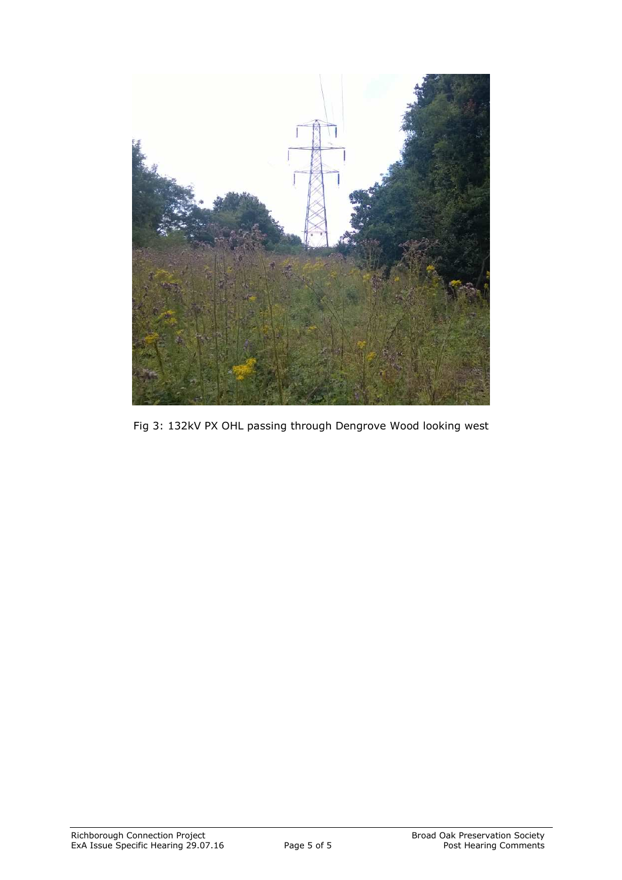Fig 3: 132kV PX OHL passing through Dengrove Wood looking west